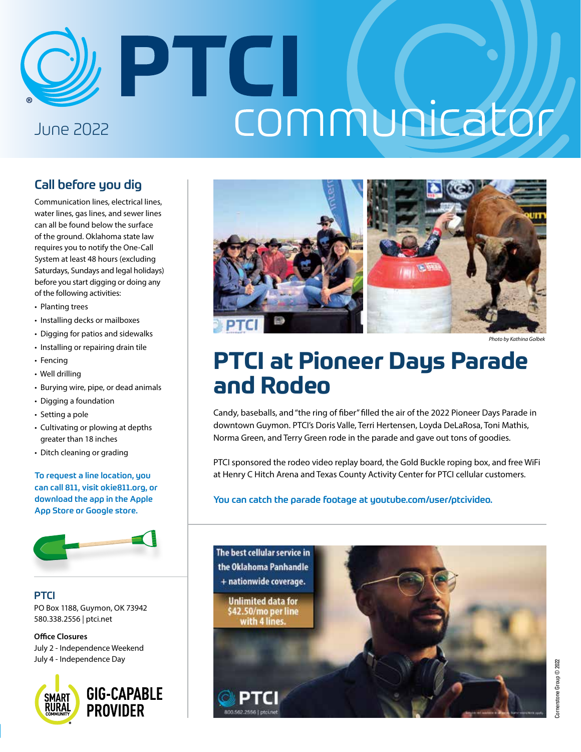# PTCI communicator

June 2022

## Call before you dig

Communication lines, electrical lines, water lines, gas lines, and sewer lines can all be found below the surface of the ground. Oklahoma state law requires you to notify the One-Call System at least 48 hours (excluding Saturdays, Sundays and legal holidays) before you start digging or doing any of the following activities:

- Planting trees
- Installing decks or mailboxes
- Digging for patios and sidewalks
- Installing or repairing drain tile
- Fencing
- Well drilling
- Burying wire, pipe, or dead animals
- Digging a foundation
- Setting a pole
- Cultivating or plowing at depths greater than 18 inches
- Ditch cleaning or grading

**To request a line location, you can call 811, visit okie811.org, or download the app in the Apple App Store or Google store.**

### PTCI

PO Box 1188, Guymon, OK 73942
580.338.2556 | ptci.net

**Office Closures**
July 2 - Independence Weekend
July 4 - Independence Day

SMART RURAL COMMUNITY GIG-CAPABLE PROVIDER

*Photo by Kathina Golbek*

## PTCI at Pioneer Days Parade and Rodeo

Candy, baseballs, and "the ring of fiber" filled the air of the 2022 Pioneer Days Parade in downtown Guymon. PTCI's Doris Valle, Terri Hertensen, Loyda DeLaRosa, Toni Mathis, Norma Green, and Terry Green rode in the parade and gave out tons of goodies.

PTCI sponsored the rodeo video replay board, the Gold Buckle roping box, and free WiFi at Henry C Hitch Arena and Texas County Activity Center for PTCI cellular customers.

**You can catch the parade footage at youtube.com/user/ptcivideo.**

The best cellular service in the Oklahoma Panhandle + nationwide coverage.

Unlimited data for $42.50/mo per line with 4 lines.

PTCI
800.562.2556 | ptci.net

Cornerstone Group © 2022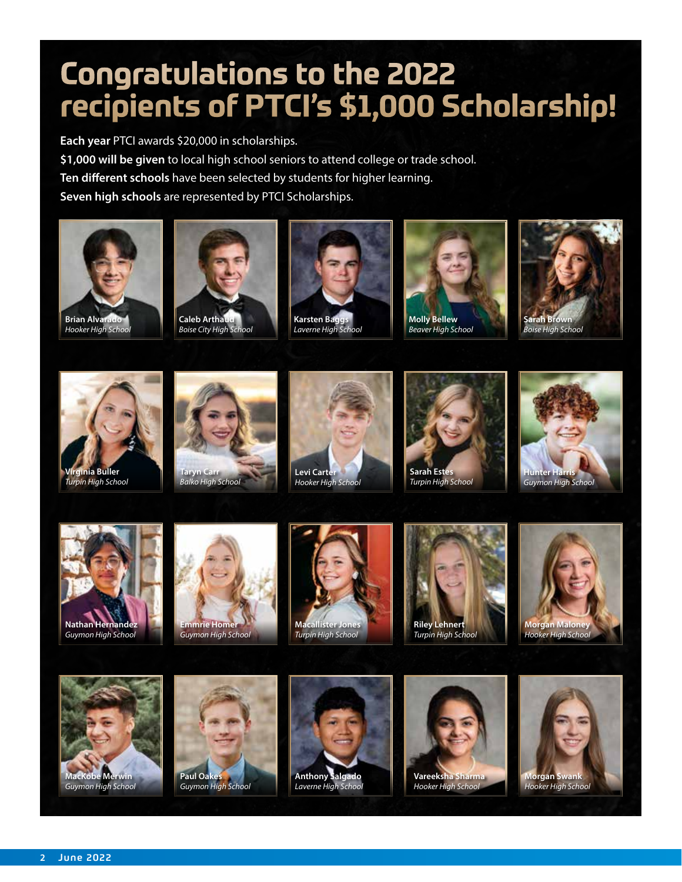# Congratulations to the 2022 recipients of PTCI's $1,000 Scholarship!

**Each year** PTCI awards $20,000 in scholarships.

**$1,000 will be given** to local high school seniors to attend college or trade school.

**Ten different schools** have been selected by students for higher learning.

**Seven high schools** are represented by PTCI Scholarships.

**Brian Alvarado**
*Hooker High School*

**Caleb Arthaud**
*Boise City High School*

**Karsten Baggs**
*Laverne High School*

**Molly Bellew**
*Beaver High School*

**Sarah Brown**
*Boise High School*

**Virginia Buller**
*Turpin High School*

**Taryn Carr**
*Balko High School*

**Levi Carter**
*Hooker High School*

**Sarah Estes**
*Turpin High School*

**Hunter Harris**
*Guymon High School*

**Nathan Hernandez**
*Guymon High School*

**Emmrie Homer**
*Guymon High School*

**Macallister Jones**
*Turpin High School*

**Riley Lehnert**
*Turpin High School*

**Morgan Maloney**
*Hooker High School*

**MacKobe Merwin**
*Guymon High School*

**Paul Oakes**
*Guymon High School*

**Anthony Salgado**
*Laverne High School*

**Vareeksha Sharma**
*Hooker High School*

**Morgan Swank**
*Hooker High School*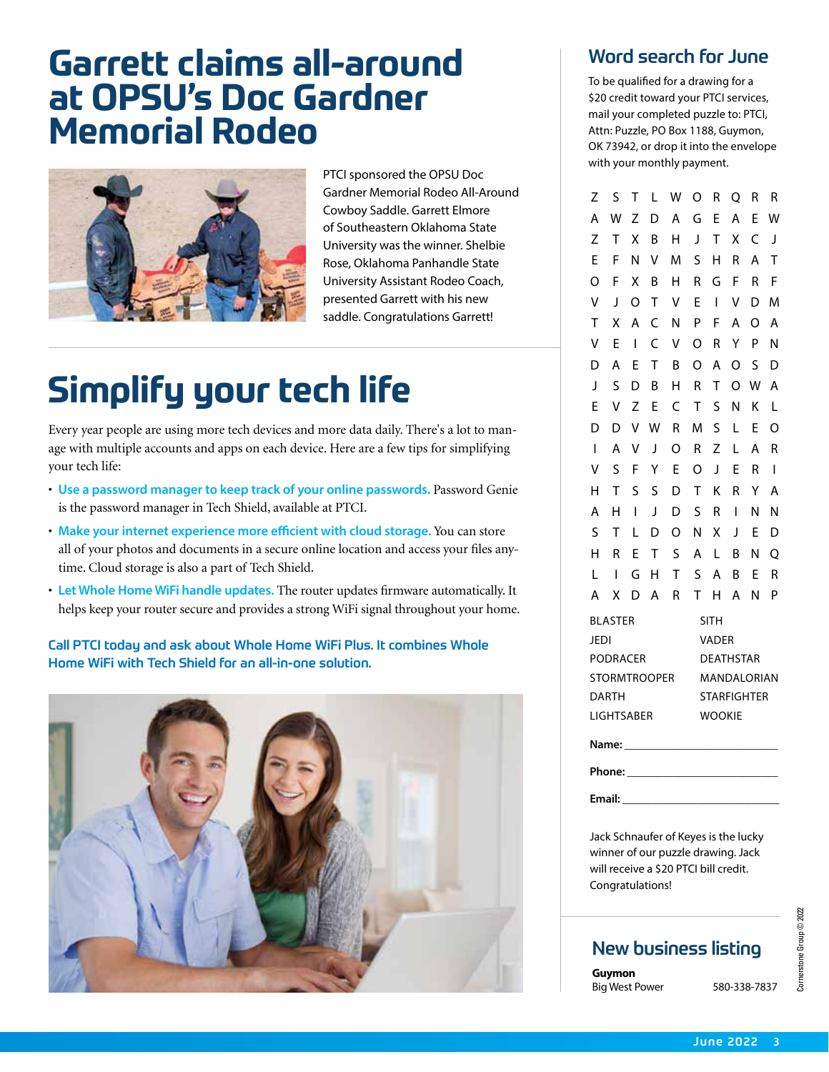# Garrett claims all-around at OPSU's Doc Gardner Memorial Rodeo

PTCI sponsored the OPSU Doc Gardner Memorial Rodeo All-Around Cowboy Saddle. Garrett Elmore of Southeastern Oklahoma State University was the winner. Shelbie Rose, Oklahoma Panhandle State University Assistant Rodeo Coach, presented Garrett with his new saddle. Congratulations Garrett!

# Simplify your tech life

Every year people are using more tech devices and more data daily. There's a lot to manage with multiple accounts and apps on each device. Here are a few tips for simplifying your tech life:

- **Use a password manager to keep track of your online passwords.** Password Genie is the password manager in Tech Shield, available at PTCI.
- **Make your internet experience more efficient with cloud storage.** You can store all of your photos and documents in a secure online location and access your files anytime. Cloud storage is also a part of Tech Shield.
- **Let Whole Home WiFi handle updates.** The router updates firmware automatically. It helps keep your router secure and provides a strong WiFi signal throughout your home.

**Call PTCI today and ask about Whole Home WiFi Plus. It combines Whole Home WiFi with Tech Shield for an all-in-one solution.**

## Word search for June

To be qualified for a drawing for a $20 credit toward your PTCI services, mail your completed puzzle to: PTCI, Attn: Puzzle, PO Box 1188, Guymon, OK 73942, or drop it into the envelope with your monthly payment.

```
Z S T L W O R Q R R
A W Z D A G E A E W
Z T X B H J T X C J
E F N V M S H R A T
O F X B H R G F R F
V J O T V E I V D M
T X A C N P F A O A
V E I C V O R Y P N
D A E T B O A O S D
J S D B H R T O W A
E V Z E C T S N K L
D D V W R M S L E O
I A V J O R Z L A R
V S F Y E O J E R I
H T S S D T K R Y A
A H I J D S R I N N
S T L D O N X J E D
H R E T S A L B N Q
L I G H T S A B E R
A X D A R T H A N P
```

| | |
|---|---|
| BLASTER | SITH |
| JEDI | VADER |
| PODRACER | DEATHSTAR |
| STORMTROOPER | MANDALORIAN |
| DARTH | STARFIGHTER |
| LIGHTSABER | WOOKIE |

**Name:** ___________________________

**Phone:** ___________________________

**Email:** ___________________________

Jack Schnaufer of Keyes is the lucky winner of our puzzle drawing. Jack will receive a $20 PTCI bill credit. Congratulations!

## New business listing

**Guymon**

Big West Power 580-338-7837

Cornerstone Group © 2022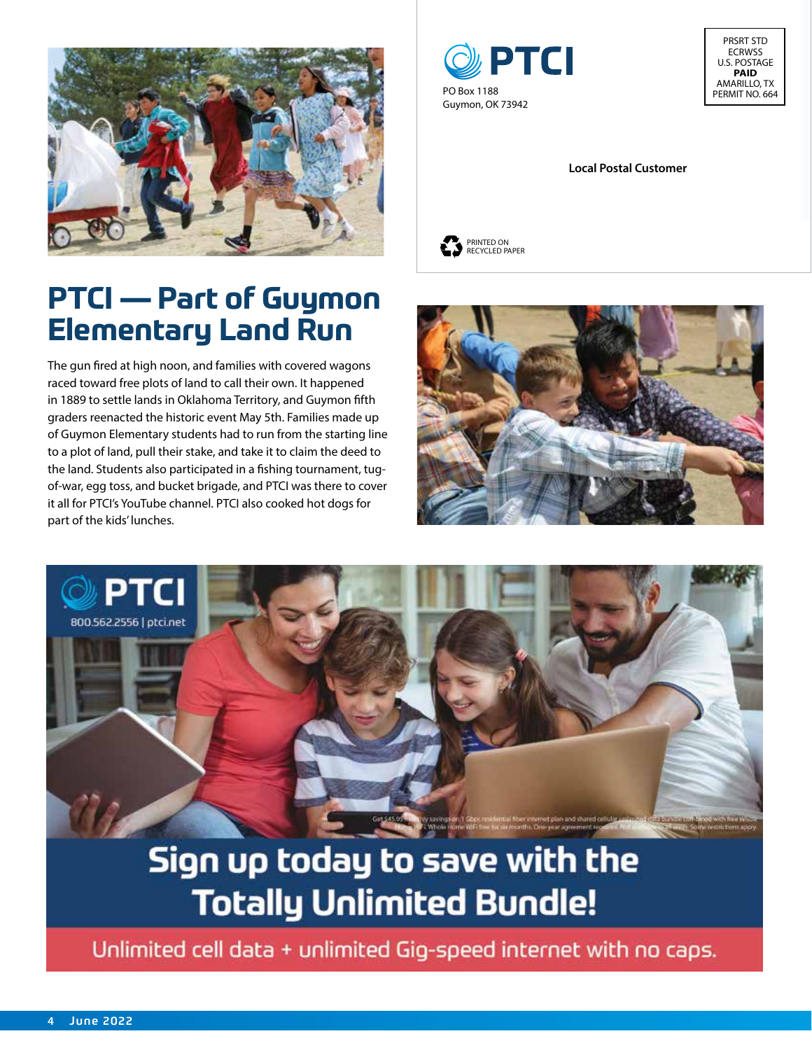PTCI
PO Box 1188
Guymon, OK 73942

PRSRT STD
ECRWSS
U.S. POSTAGE
**PAID**
AMARILLO, TX
PERMIT NO. 664

**Local Postal Customer**

PRINTED ON RECYCLED PAPER

# PTCI — Part of Guymon Elementary Land Run

The gun fired at high noon, and families with covered wagons raced toward free plots of land to call their own. It happened in 1889 to settle lands in Oklahoma Territory, and Guymon fifth graders reenacted the historic event May 5th. Families made up of Guymon Elementary students had to run from the starting line to a plot of land, pull their stake, and take it to claim the deed to the land. Students also participated in a fishing tournament, tug-of-war, egg toss, and bucket brigade, and PTCI was there to cover it all for PTCI's YouTube channel. PTCI also cooked hot dogs for part of the kids' lunches.

PTCI
800.562.2556 | ptci.net

## Sign up today to save with the Totally Unlimited Bundle!

Unlimited cell data + unlimited Gig-speed internet with no caps.